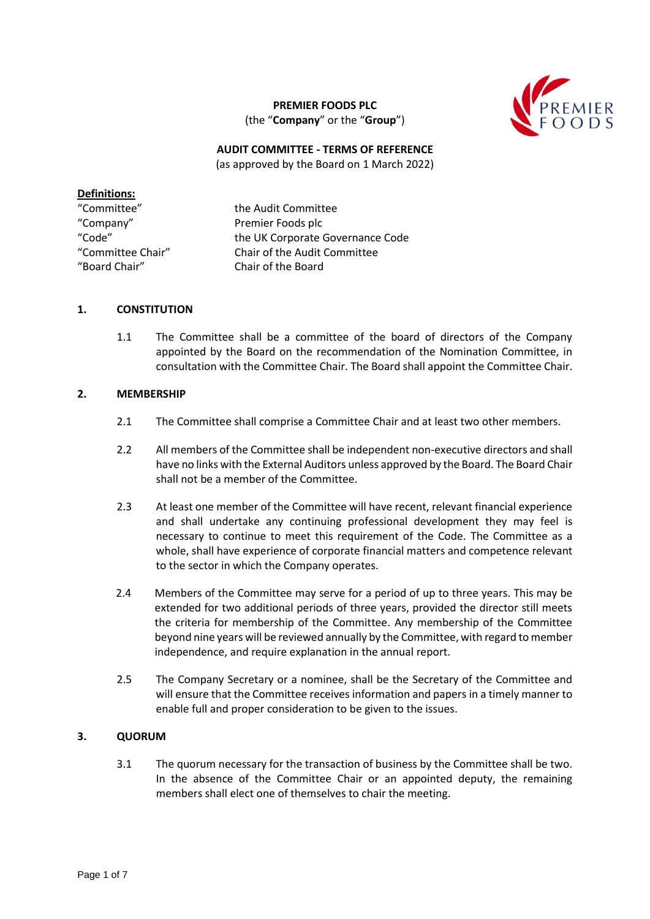**PREMIER FOODS PLC**
(the "**Company**" or the "**Group**")

**AUDIT COMMITTEE - TERMS OF REFERENCE**
(as approved by the Board on 1 March 2022)

**Definitions:**

| | |
|---|---|
| "Committee" | the Audit Committee |
| "Company" | Premier Foods plc |
| "Code" | the UK Corporate Governance Code |
| "Committee Chair" | Chair of the Audit Committee |
| "Board Chair" | Chair of the Board |

## 1. CONSTITUTION

1.1 The Committee shall be a committee of the board of directors of the Company appointed by the Board on the recommendation of the Nomination Committee, in consultation with the Committee Chair. The Board shall appoint the Committee Chair.

## 2. MEMBERSHIP

2.1 The Committee shall comprise a Committee Chair and at least two other members.

2.2 All members of the Committee shall be independent non-executive directors and shall have no links with the External Auditors unless approved by the Board. The Board Chair shall not be a member of the Committee.

2.3 At least one member of the Committee will have recent, relevant financial experience and shall undertake any continuing professional development they may feel is necessary to continue to meet this requirement of the Code. The Committee as a whole, shall have experience of corporate financial matters and competence relevant to the sector in which the Company operates.

2.4 Members of the Committee may serve for a period of up to three years. This may be extended for two additional periods of three years, provided the director still meets the criteria for membership of the Committee. Any membership of the Committee beyond nine years will be reviewed annually by the Committee, with regard to member independence, and require explanation in the annual report.

2.5 The Company Secretary or a nominee, shall be the Secretary of the Committee and will ensure that the Committee receives information and papers in a timely manner to enable full and proper consideration to be given to the issues.

## 3. QUORUM

3.1 The quorum necessary for the transaction of business by the Committee shall be two. In the absence of the Committee Chair or an appointed deputy, the remaining members shall elect one of themselves to chair the meeting.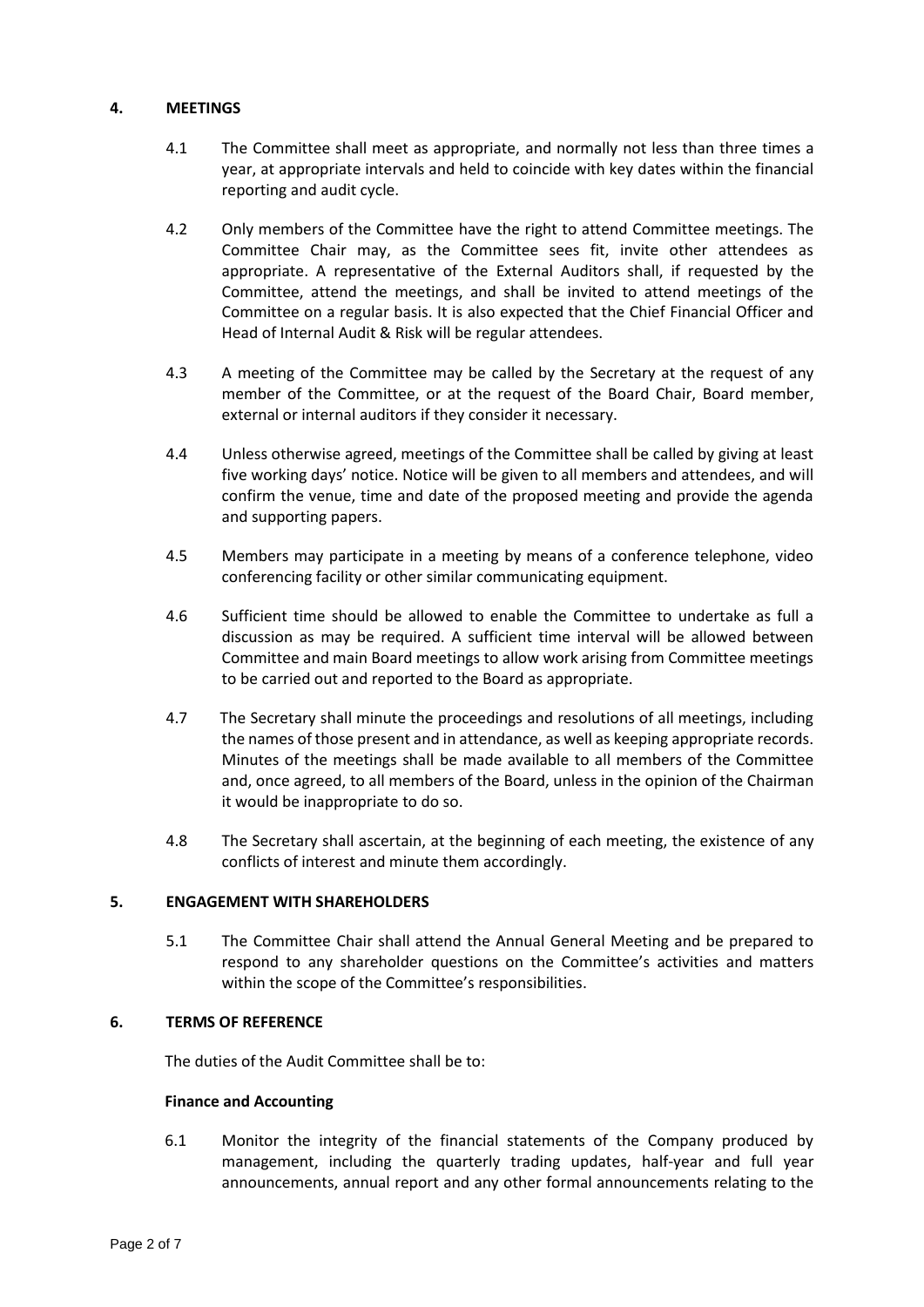## 4. MEETINGS

4.1 The Committee shall meet as appropriate, and normally not less than three times a year, at appropriate intervals and held to coincide with key dates within the financial reporting and audit cycle.

4.2 Only members of the Committee have the right to attend Committee meetings. The Committee Chair may, as the Committee sees fit, invite other attendees as appropriate. A representative of the External Auditors shall, if requested by the Committee, attend the meetings, and shall be invited to attend meetings of the Committee on a regular basis. It is also expected that the Chief Financial Officer and Head of Internal Audit & Risk will be regular attendees.

4.3 A meeting of the Committee may be called by the Secretary at the request of any member of the Committee, or at the request of the Board Chair, Board member, external or internal auditors if they consider it necessary.

4.4 Unless otherwise agreed, meetings of the Committee shall be called by giving at least five working days' notice. Notice will be given to all members and attendees, and will confirm the venue, time and date of the proposed meeting and provide the agenda and supporting papers.

4.5 Members may participate in a meeting by means of a conference telephone, video conferencing facility or other similar communicating equipment.

4.6 Sufficient time should be allowed to enable the Committee to undertake as full a discussion as may be required. A sufficient time interval will be allowed between Committee and main Board meetings to allow work arising from Committee meetings to be carried out and reported to the Board as appropriate.

4.7 The Secretary shall minute the proceedings and resolutions of all meetings, including the names of those present and in attendance, as well as keeping appropriate records. Minutes of the meetings shall be made available to all members of the Committee and, once agreed, to all members of the Board, unless in the opinion of the Chairman it would be inappropriate to do so.

4.8 The Secretary shall ascertain, at the beginning of each meeting, the existence of any conflicts of interest and minute them accordingly.

## 5. ENGAGEMENT WITH SHAREHOLDERS

5.1 The Committee Chair shall attend the Annual General Meeting and be prepared to respond to any shareholder questions on the Committee's activities and matters within the scope of the Committee's responsibilities.

## 6. TERMS OF REFERENCE

The duties of the Audit Committee shall be to:

**Finance and Accounting**

6.1 Monitor the integrity of the financial statements of the Company produced by management, including the quarterly trading updates, half-year and full year announcements, annual report and any other formal announcements relating to the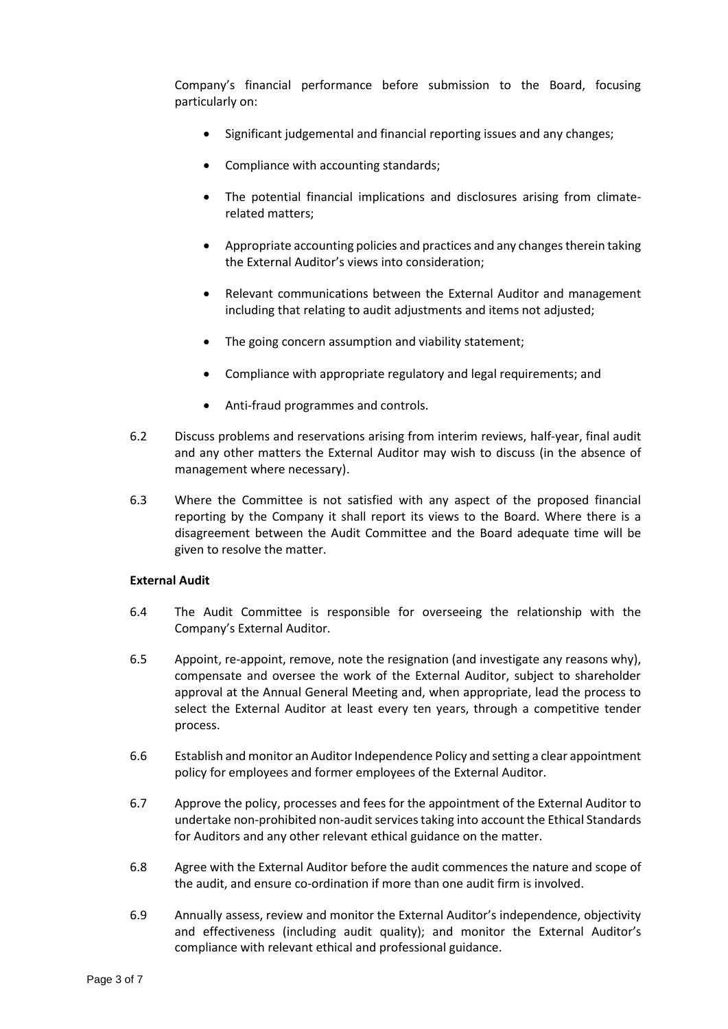Company's financial performance before submission to the Board, focusing particularly on:

- Significant judgemental and financial reporting issues and any changes;
- Compliance with accounting standards;
- The potential financial implications and disclosures arising from climate-related matters;
- Appropriate accounting policies and practices and any changes therein taking the External Auditor's views into consideration;
- Relevant communications between the External Auditor and management including that relating to audit adjustments and items not adjusted;
- The going concern assumption and viability statement;
- Compliance with appropriate regulatory and legal requirements; and
- Anti-fraud programmes and controls.

6.2 Discuss problems and reservations arising from interim reviews, half-year, final audit and any other matters the External Auditor may wish to discuss (in the absence of management where necessary).

6.3 Where the Committee is not satisfied with any aspect of the proposed financial reporting by the Company it shall report its views to the Board. Where there is a disagreement between the Audit Committee and the Board adequate time will be given to resolve the matter.

**External Audit**

6.4 The Audit Committee is responsible for overseeing the relationship with the Company's External Auditor.

6.5 Appoint, re-appoint, remove, note the resignation (and investigate any reasons why), compensate and oversee the work of the External Auditor, subject to shareholder approval at the Annual General Meeting and, when appropriate, lead the process to select the External Auditor at least every ten years, through a competitive tender process.

6.6 Establish and monitor an Auditor Independence Policy and setting a clear appointment policy for employees and former employees of the External Auditor.

6.7 Approve the policy, processes and fees for the appointment of the External Auditor to undertake non-prohibited non-audit services taking into account the Ethical Standards for Auditors and any other relevant ethical guidance on the matter.

6.8 Agree with the External Auditor before the audit commences the nature and scope of the audit, and ensure co-ordination if more than one audit firm is involved.

6.9 Annually assess, review and monitor the External Auditor's independence, objectivity and effectiveness (including audit quality); and monitor the External Auditor's compliance with relevant ethical and professional guidance.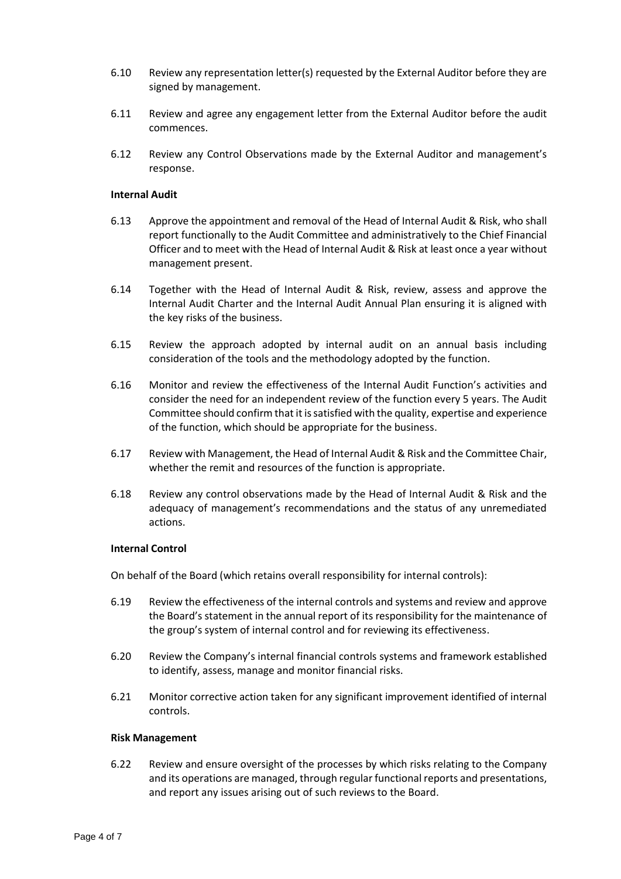6.10 Review any representation letter(s) requested by the External Auditor before they are signed by management.

6.11 Review and agree any engagement letter from the External Auditor before the audit commences.

6.12 Review any Control Observations made by the External Auditor and management's response.

**Internal Audit**

6.13 Approve the appointment and removal of the Head of Internal Audit & Risk, who shall report functionally to the Audit Committee and administratively to the Chief Financial Officer and to meet with the Head of Internal Audit & Risk at least once a year without management present.

6.14 Together with the Head of Internal Audit & Risk, review, assess and approve the Internal Audit Charter and the Internal Audit Annual Plan ensuring it is aligned with the key risks of the business.

6.15 Review the approach adopted by internal audit on an annual basis including consideration of the tools and the methodology adopted by the function.

6.16 Monitor and review the effectiveness of the Internal Audit Function's activities and consider the need for an independent review of the function every 5 years. The Audit Committee should confirm that it is satisfied with the quality, expertise and experience of the function, which should be appropriate for the business.

6.17 Review with Management, the Head of Internal Audit & Risk and the Committee Chair, whether the remit and resources of the function is appropriate.

6.18 Review any control observations made by the Head of Internal Audit & Risk and the adequacy of management's recommendations and the status of any unremediated actions.

**Internal Control**

On behalf of the Board (which retains overall responsibility for internal controls):

6.19 Review the effectiveness of the internal controls and systems and review and approve the Board's statement in the annual report of its responsibility for the maintenance of the group's system of internal control and for reviewing its effectiveness.

6.20 Review the Company's internal financial controls systems and framework established to identify, assess, manage and monitor financial risks.

6.21 Monitor corrective action taken for any significant improvement identified of internal controls.

**Risk Management**

6.22 Review and ensure oversight of the processes by which risks relating to the Company and its operations are managed, through regular functional reports and presentations, and report any issues arising out of such reviews to the Board.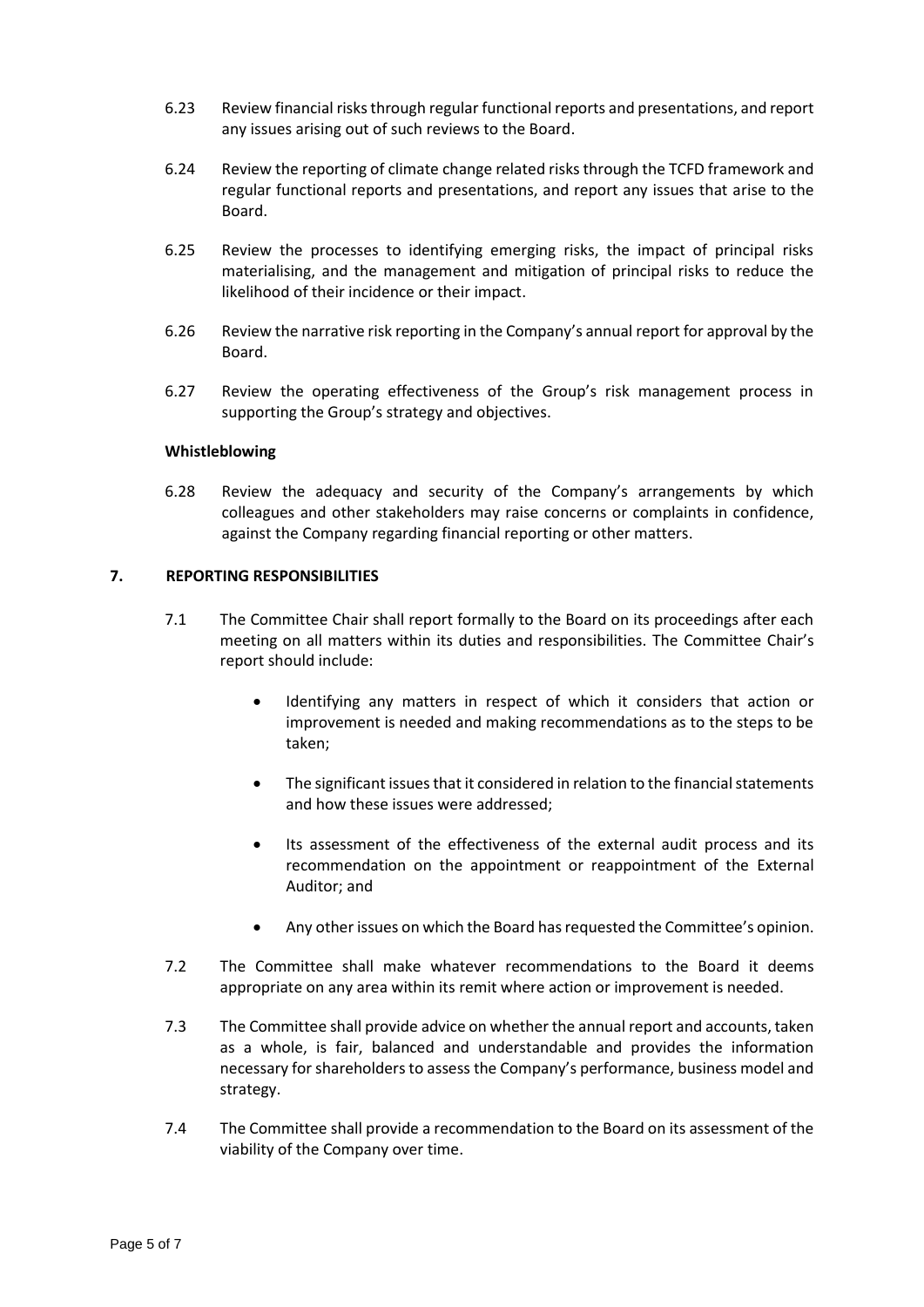6.23 Review financial risks through regular functional reports and presentations, and report any issues arising out of such reviews to the Board.

6.24 Review the reporting of climate change related risks through the TCFD framework and regular functional reports and presentations, and report any issues that arise to the Board.

6.25 Review the processes to identifying emerging risks, the impact of principal risks materialising, and the management and mitigation of principal risks to reduce the likelihood of their incidence or their impact.

6.26 Review the narrative risk reporting in the Company's annual report for approval by the Board.

6.27 Review the operating effectiveness of the Group's risk management process in supporting the Group's strategy and objectives.

**Whistleblowing**

6.28 Review the adequacy and security of the Company's arrangements by which colleagues and other stakeholders may raise concerns or complaints in confidence, against the Company regarding financial reporting or other matters.

## 7. REPORTING RESPONSIBILITIES

7.1 The Committee Chair shall report formally to the Board on its proceedings after each meeting on all matters within its duties and responsibilities. The Committee Chair's report should include:

- Identifying any matters in respect of which it considers that action or improvement is needed and making recommendations as to the steps to be taken;
- The significant issues that it considered in relation to the financial statements and how these issues were addressed;
- Its assessment of the effectiveness of the external audit process and its recommendation on the appointment or reappointment of the External Auditor; and
- Any other issues on which the Board has requested the Committee's opinion.

7.2 The Committee shall make whatever recommendations to the Board it deems appropriate on any area within its remit where action or improvement is needed.

7.3 The Committee shall provide advice on whether the annual report and accounts, taken as a whole, is fair, balanced and understandable and provides the information necessary for shareholders to assess the Company's performance, business model and strategy.

7.4 The Committee shall provide a recommendation to the Board on its assessment of the viability of the Company over time.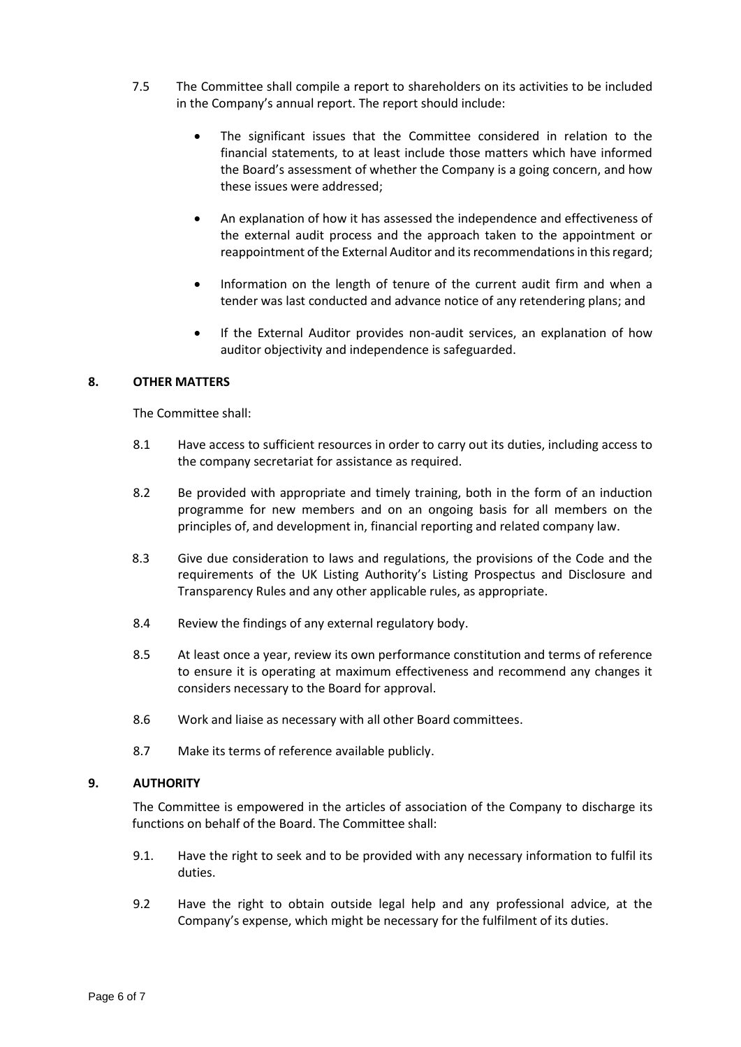7.5 The Committee shall compile a report to shareholders on its activities to be included in the Company's annual report. The report should include:

- The significant issues that the Committee considered in relation to the financial statements, to at least include those matters which have informed the Board's assessment of whether the Company is a going concern, and how these issues were addressed;
- An explanation of how it has assessed the independence and effectiveness of the external audit process and the approach taken to the appointment or reappointment of the External Auditor and its recommendations in this regard;
- Information on the length of tenure of the current audit firm and when a tender was last conducted and advance notice of any retendering plans; and
- If the External Auditor provides non-audit services, an explanation of how auditor objectivity and independence is safeguarded.

## 8. OTHER MATTERS

The Committee shall:

8.1 Have access to sufficient resources in order to carry out its duties, including access to the company secretariat for assistance as required.

8.2 Be provided with appropriate and timely training, both in the form of an induction programme for new members and on an ongoing basis for all members on the principles of, and development in, financial reporting and related company law.

8.3 Give due consideration to laws and regulations, the provisions of the Code and the requirements of the UK Listing Authority's Listing Prospectus and Disclosure and Transparency Rules and any other applicable rules, as appropriate.

8.4 Review the findings of any external regulatory body.

8.5 At least once a year, review its own performance constitution and terms of reference to ensure it is operating at maximum effectiveness and recommend any changes it considers necessary to the Board for approval.

8.6 Work and liaise as necessary with all other Board committees.

8.7 Make its terms of reference available publicly.

## 9. AUTHORITY

The Committee is empowered in the articles of association of the Company to discharge its functions on behalf of the Board. The Committee shall:

9.1. Have the right to seek and to be provided with any necessary information to fulfil its duties.

9.2 Have the right to obtain outside legal help and any professional advice, at the Company's expense, which might be necessary for the fulfilment of its duties.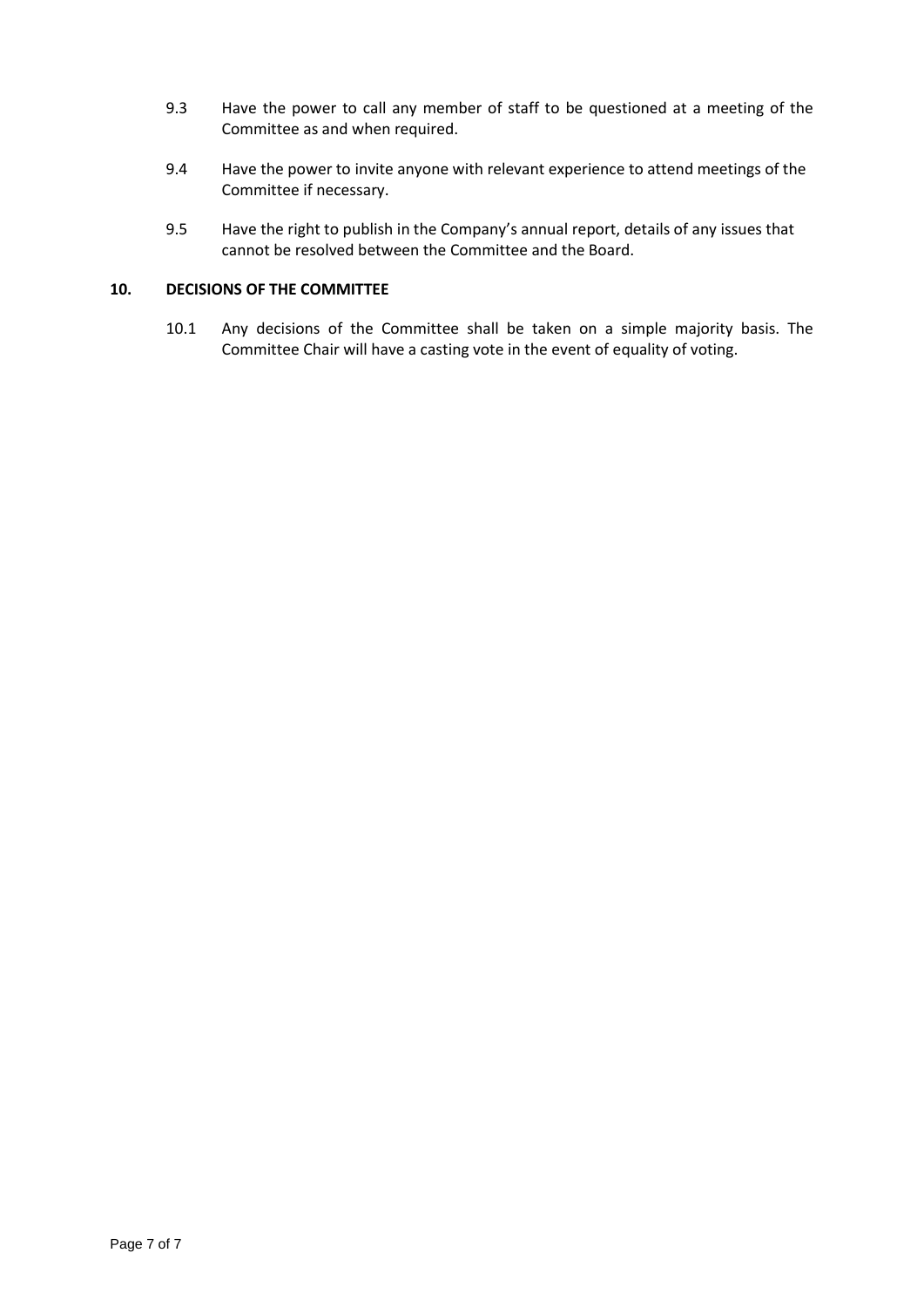9.3 Have the power to call any member of staff to be questioned at a meeting of the Committee as and when required.

9.4 Have the power to invite anyone with relevant experience to attend meetings of the Committee if necessary.

9.5 Have the right to publish in the Company's annual report, details of any issues that cannot be resolved between the Committee and the Board.

## 10. DECISIONS OF THE COMMITTEE

10.1 Any decisions of the Committee shall be taken on a simple majority basis. The Committee Chair will have a casting vote in the event of equality of voting.